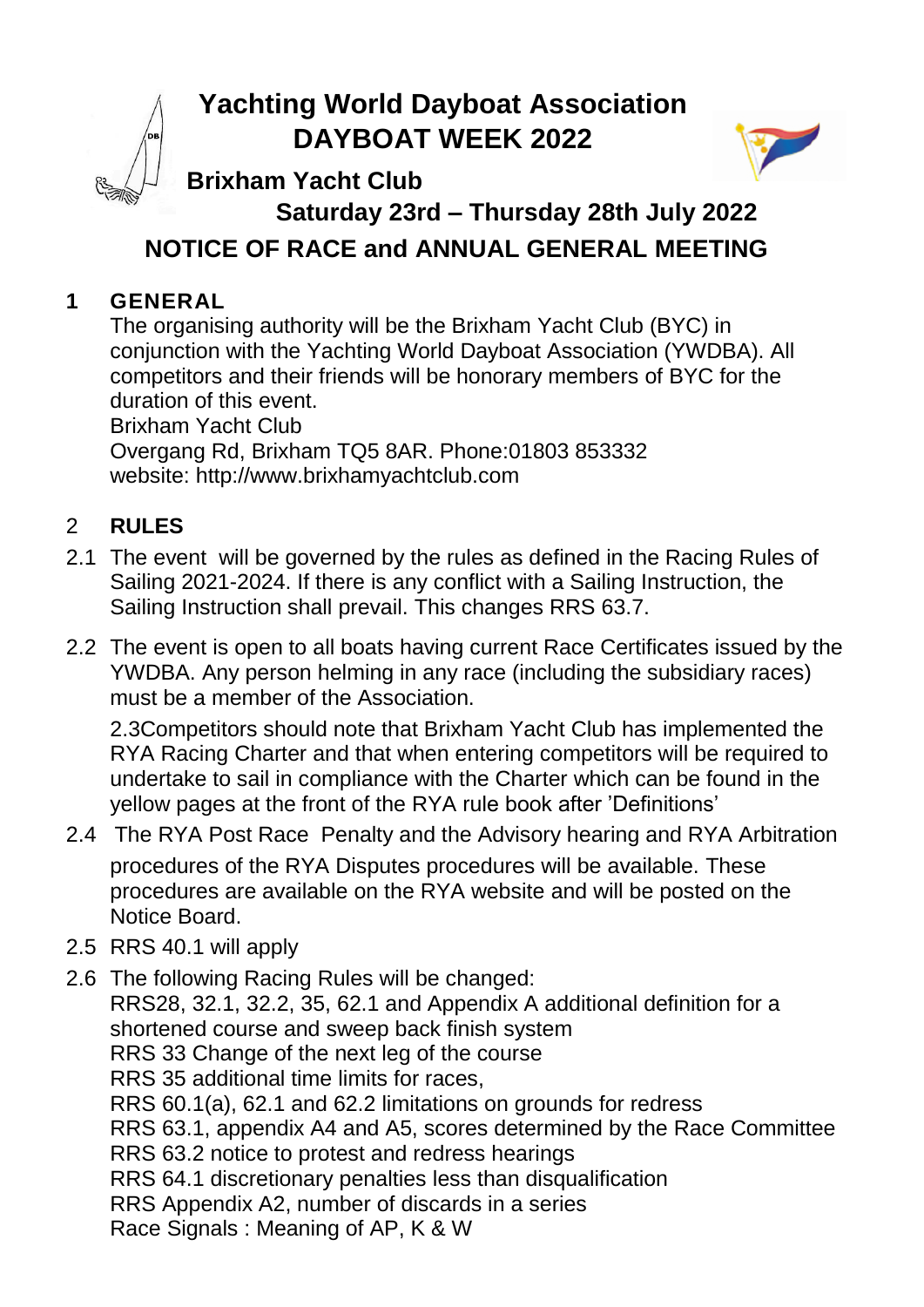# Yachting World Dayboat Association
# DAYBOAT WEEK 2022

## Brixham Yacht Club

## Saturday 23rd – Thursday 28th July 2022

## NOTICE OF RACE and ANNUAL GENERAL MEETING

### 1 GENERAL

The organising authority will be the Brixham Yacht Club (BYC) in conjunction with the Yachting World Dayboat Association (YWDBA). All competitors and their friends will be honorary members of BYC for the duration of this event.

Brixham Yacht Club
Overgang Rd, Brixham TQ5 8AR. Phone:01803 853332
website: http://www.brixhamyachtclub.com

### 2 RULES

2.1 The event will be governed by the rules as defined in the Racing Rules of Sailing 2021-2024. If there is any conflict with a Sailing Instruction, the Sailing Instruction shall prevail. This changes RRS 63.7.

2.2 The event is open to all boats having current Race Certificates issued by the YWDBA. Any person helming in any race (including the subsidiary races) must be a member of the Association.

2.3Competitors should note that Brixham Yacht Club has implemented the RYA Racing Charter and that when entering competitors will be required to undertake to sail in compliance with the Charter which can be found in the yellow pages at the front of the RYA rule book after 'Definitions'

2.4 The RYA Post Race Penalty and the Advisory hearing and RYA Arbitration procedures of the RYA Disputes procedures will be available. These procedures are available on the RYA website and will be posted on the Notice Board.

2.5 RRS 40.1 will apply

2.6 The following Racing Rules will be changed:
RRS28, 32.1, 32.2, 35, 62.1 and Appendix A additional definition for a shortened course and sweep back finish system
RRS 33 Change of the next leg of the course
RRS 35 additional time limits for races,
RRS 60.1(a), 62.1 and 62.2 limitations on grounds for redress
RRS 63.1, appendix A4 and A5, scores determined by the Race Committee
RRS 63.2 notice to protest and redress hearings
RRS 64.1 discretionary penalties less than disqualification
RRS Appendix A2, number of discards in a series
Race Signals : Meaning of AP, K & W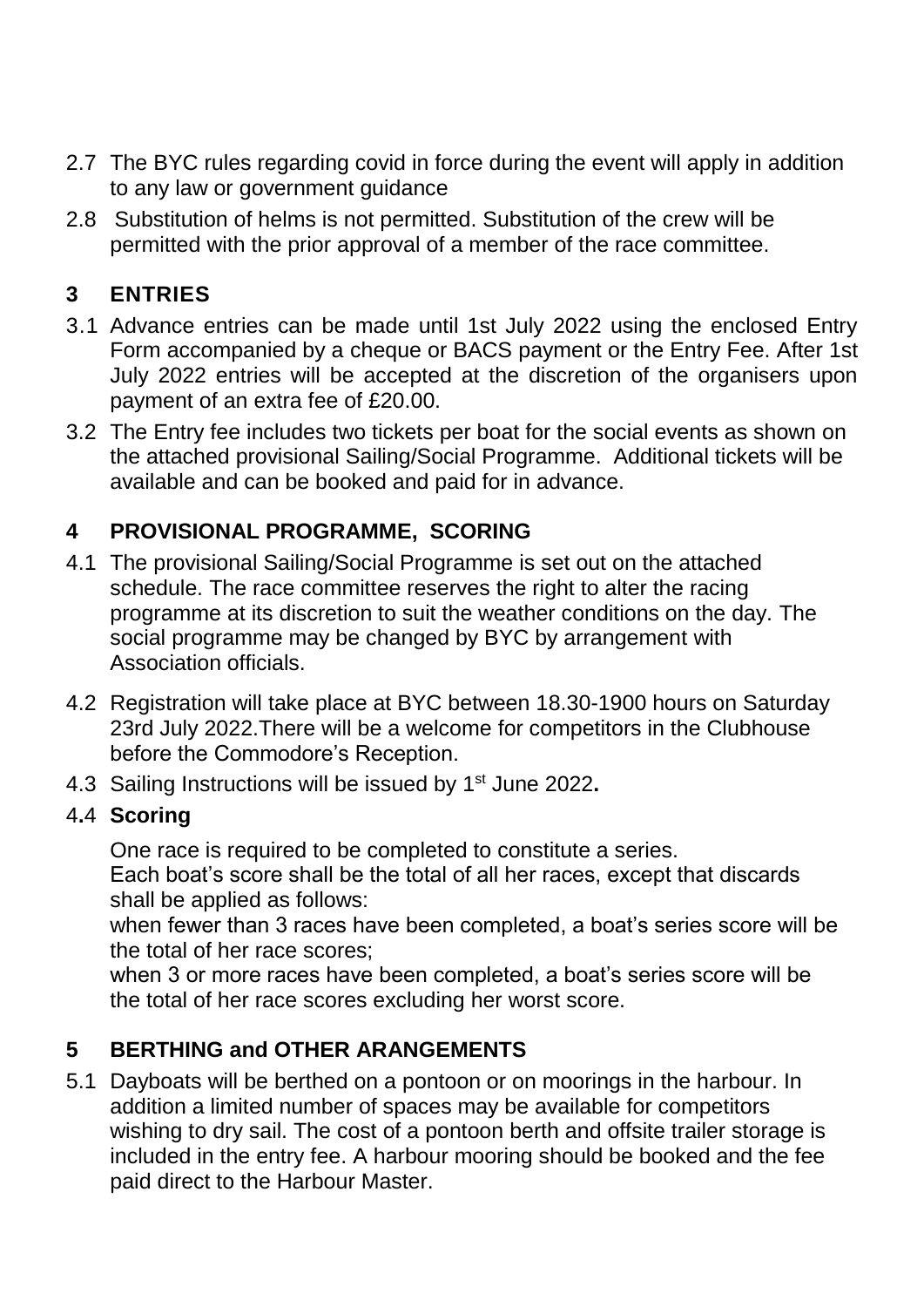2.7 The BYC rules regarding covid in force during the event will apply in addition to any law or government guidance

2.8 Substitution of helms is not permitted. Substitution of the crew will be permitted with the prior approval of a member of the race committee.

## 3 ENTRIES

3.1 Advance entries can be made until 1st July 2022 using the enclosed Entry Form accompanied by a cheque or BACS payment or the Entry Fee. After 1st July 2022 entries will be accepted at the discretion of the organisers upon payment of an extra fee of £20.00.

3.2 The Entry fee includes two tickets per boat for the social events as shown on the attached provisional Sailing/Social Programme. Additional tickets will be available and can be booked and paid for in advance.

## 4 PROVISIONAL PROGRAMME, SCORING

4.1 The provisional Sailing/Social Programme is set out on the attached schedule. The race committee reserves the right to alter the racing programme at its discretion to suit the weather conditions on the day. The social programme may be changed by BYC by arrangement with Association officials.

4.2 Registration will take place at BYC between 18.30-1900 hours on Saturday 23rd July 2022.There will be a welcome for competitors in the Clubhouse before the Commodore's Reception.

4.3 Sailing Instructions will be issued by 1st June 2022**.**

4**.**4 **Scoring**

One race is required to be completed to constitute a series.
Each boat's score shall be the total of all her races, except that discards shall be applied as follows:
when fewer than 3 races have been completed, a boat's series score will be the total of her race scores;
when 3 or more races have been completed, a boat's series score will be the total of her race scores excluding her worst score.

## 5 BERTHING and OTHER ARANGEMENTS

5.1 Dayboats will be berthed on a pontoon or on moorings in the harbour. In addition a limited number of spaces may be available for competitors wishing to dry sail. The cost of a pontoon berth and offsite trailer storage is included in the entry fee. A harbour mooring should be booked and the fee paid direct to the Harbour Master.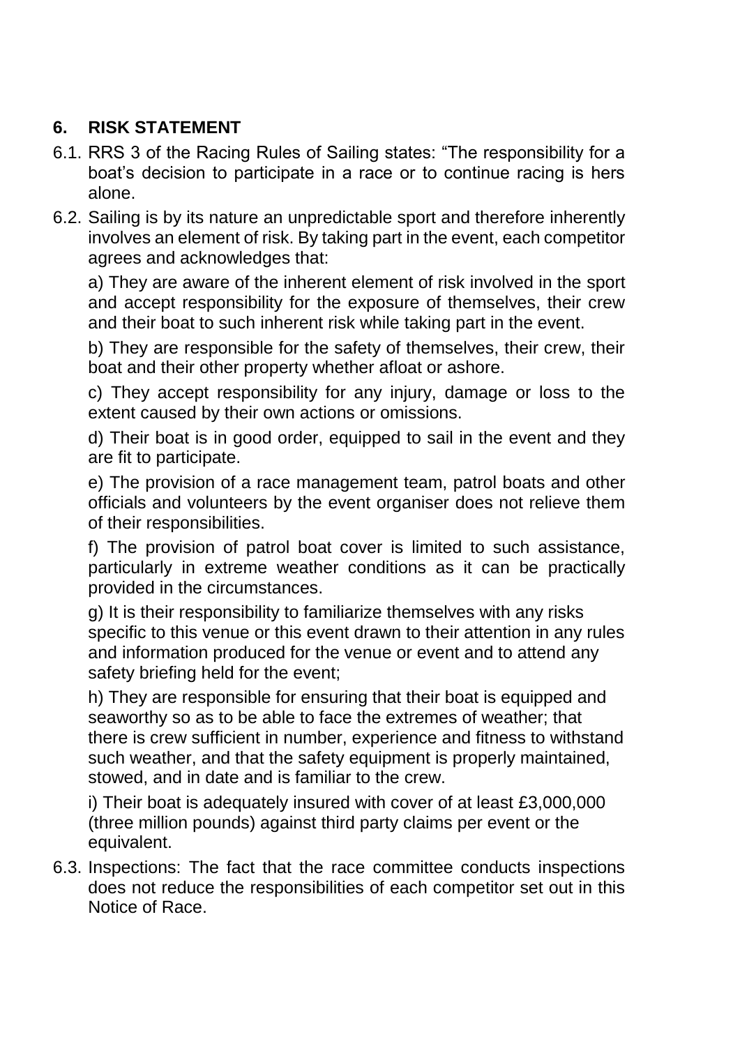## 6. RISK STATEMENT

6.1. RRS 3 of the Racing Rules of Sailing states: "The responsibility for a boat's decision to participate in a race or to continue racing is hers alone.

6.2. Sailing is by its nature an unpredictable sport and therefore inherently involves an element of risk. By taking part in the event, each competitor agrees and acknowledges that:

a) They are aware of the inherent element of risk involved in the sport and accept responsibility for the exposure of themselves, their crew and their boat to such inherent risk while taking part in the event.

b) They are responsible for the safety of themselves, their crew, their boat and their other property whether afloat or ashore.

c) They accept responsibility for any injury, damage or loss to the extent caused by their own actions or omissions.

d) Their boat is in good order, equipped to sail in the event and they are fit to participate.

e) The provision of a race management team, patrol boats and other officials and volunteers by the event organiser does not relieve them of their responsibilities.

f) The provision of patrol boat cover is limited to such assistance, particularly in extreme weather conditions as it can be practically provided in the circumstances.

g) It is their responsibility to familiarize themselves with any risks specific to this venue or this event drawn to their attention in any rules and information produced for the venue or event and to attend any safety briefing held for the event;

h) They are responsible for ensuring that their boat is equipped and seaworthy so as to be able to face the extremes of weather; that there is crew sufficient in number, experience and fitness to withstand such weather, and that the safety equipment is properly maintained, stowed, and in date and is familiar to the crew.

i) Their boat is adequately insured with cover of at least £3,000,000 (three million pounds) against third party claims per event or the equivalent.

6.3. Inspections: The fact that the race committee conducts inspections does not reduce the responsibilities of each competitor set out in this Notice of Race.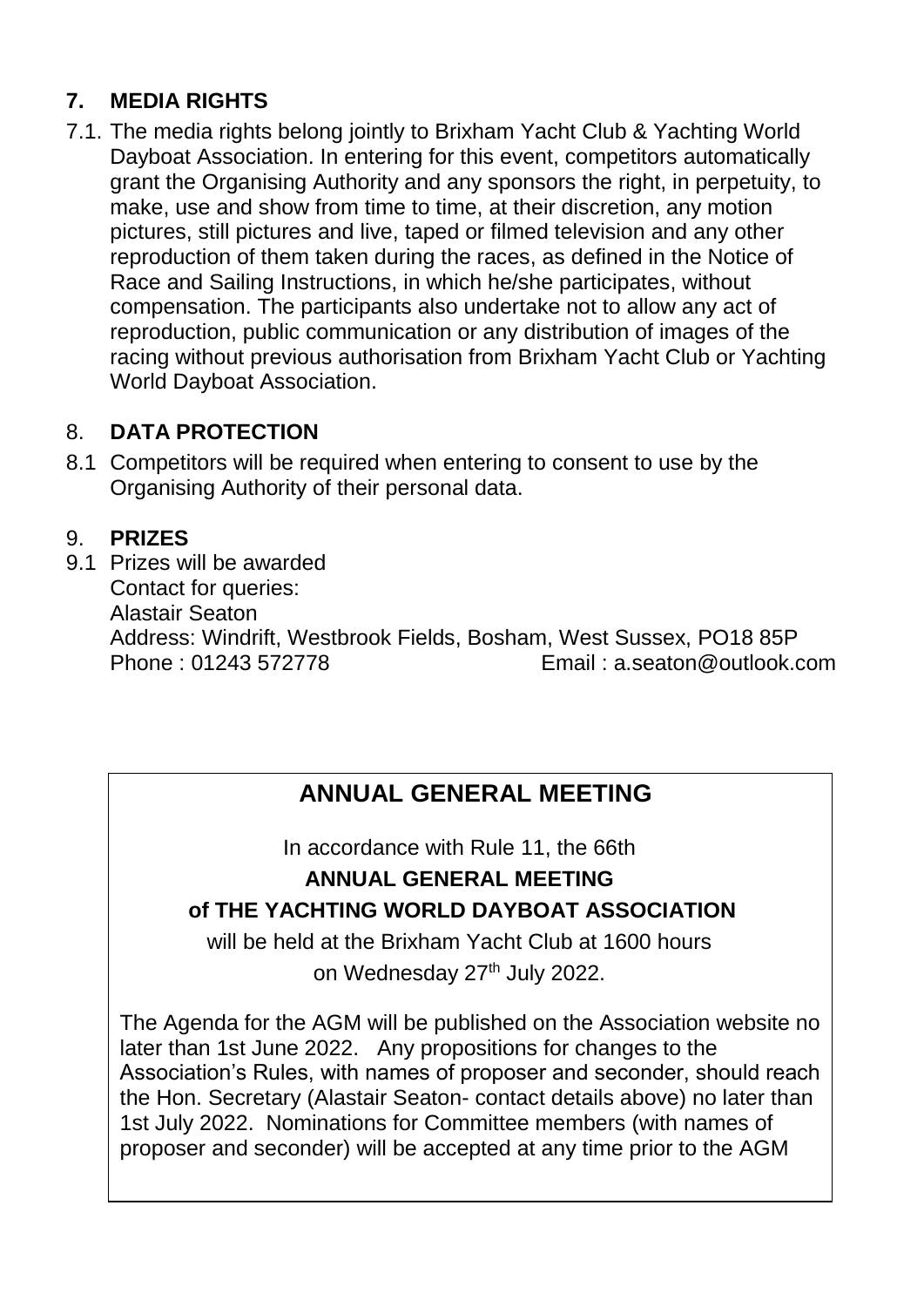## 7. MEDIA RIGHTS

7.1. The media rights belong jointly to Brixham Yacht Club & Yachting World Dayboat Association. In entering for this event, competitors automatically grant the Organising Authority and any sponsors the right, in perpetuity, to make, use and show from time to time, at their discretion, any motion pictures, still pictures and live, taped or filmed television and any other reproduction of them taken during the races, as defined in the Notice of Race and Sailing Instructions, in which he/she participates, without compensation. The participants also undertake not to allow any act of reproduction, public communication or any distribution of images of the racing without previous authorisation from Brixham Yacht Club or Yachting World Dayboat Association.

## 8. DATA PROTECTION

8.1 Competitors will be required when entering to consent to use by the Organising Authority of their personal data.

## 9. PRIZES

9.1 Prizes will be awarded
Contact for queries:
Alastair Seaton
Address: Windrift, Westbrook Fields, Bosham, West Sussex, PO18 85P
Phone : 01243 572778 Email : a.seaton@outlook.com

## ANNUAL GENERAL MEETING

In accordance with Rule 11, the 66th

**ANNUAL GENERAL MEETING**

**of THE YACHTING WORLD DAYBOAT ASSOCIATION**

will be held at the Brixham Yacht Club at 1600 hours on Wednesday 27th July 2022.

The Agenda for the AGM will be published on the Association website no later than 1st June 2022. Any propositions for changes to the Association's Rules, with names of proposer and seconder, should reach the Hon. Secretary (Alastair Seaton- contact details above) no later than 1st July 2022. Nominations for Committee members (with names of proposer and seconder) will be accepted at any time prior to the AGM